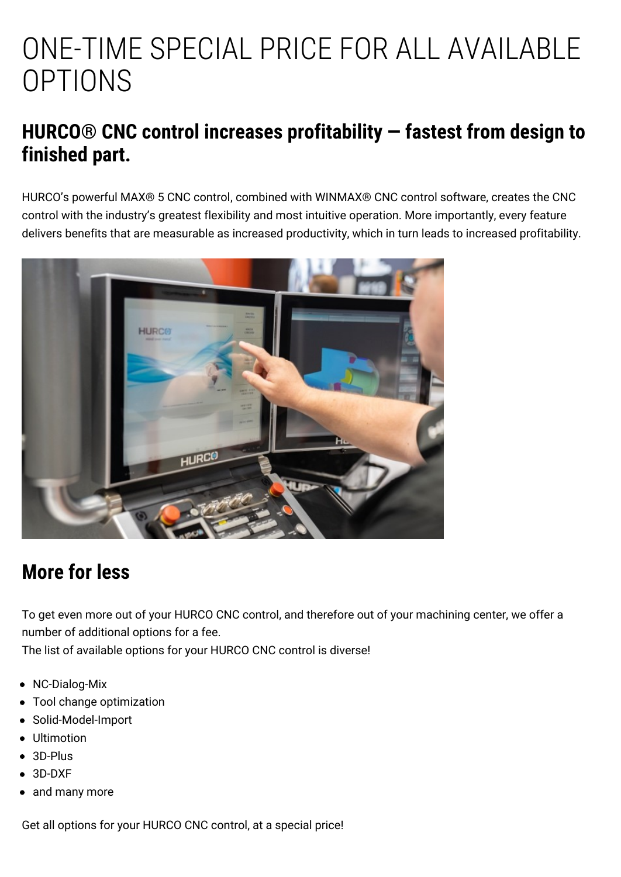# ONE-TIME SPECIAL PRICE FOR ALL AVAILABLE OPTIONS

## HURCO® CNC control increases profitability — fastest from design to finished part.

HURCO's powerful MAX® 5 CNC control, combined with WINMAX® CNC control software, creates the CNC control with the industry's greatest flexibility and most intuitive operation. More importantly, every feature delivers benefits that are measurable as increased productivity, which in turn leads to increased profitability.

## More for less

To get even more out of your HURCO CNC control, and therefore out of your machining center, we offer a number of additional options for a fee.
The list of available options for your HURCO CNC control is diverse!

- NC-Dialog-Mix
- Tool change optimization
- Solid-Model-Import
- Ultimotion
- 3D-Plus
- 3D-DXF
- and many more

Get all options for your HURCO CNC control, at a special price!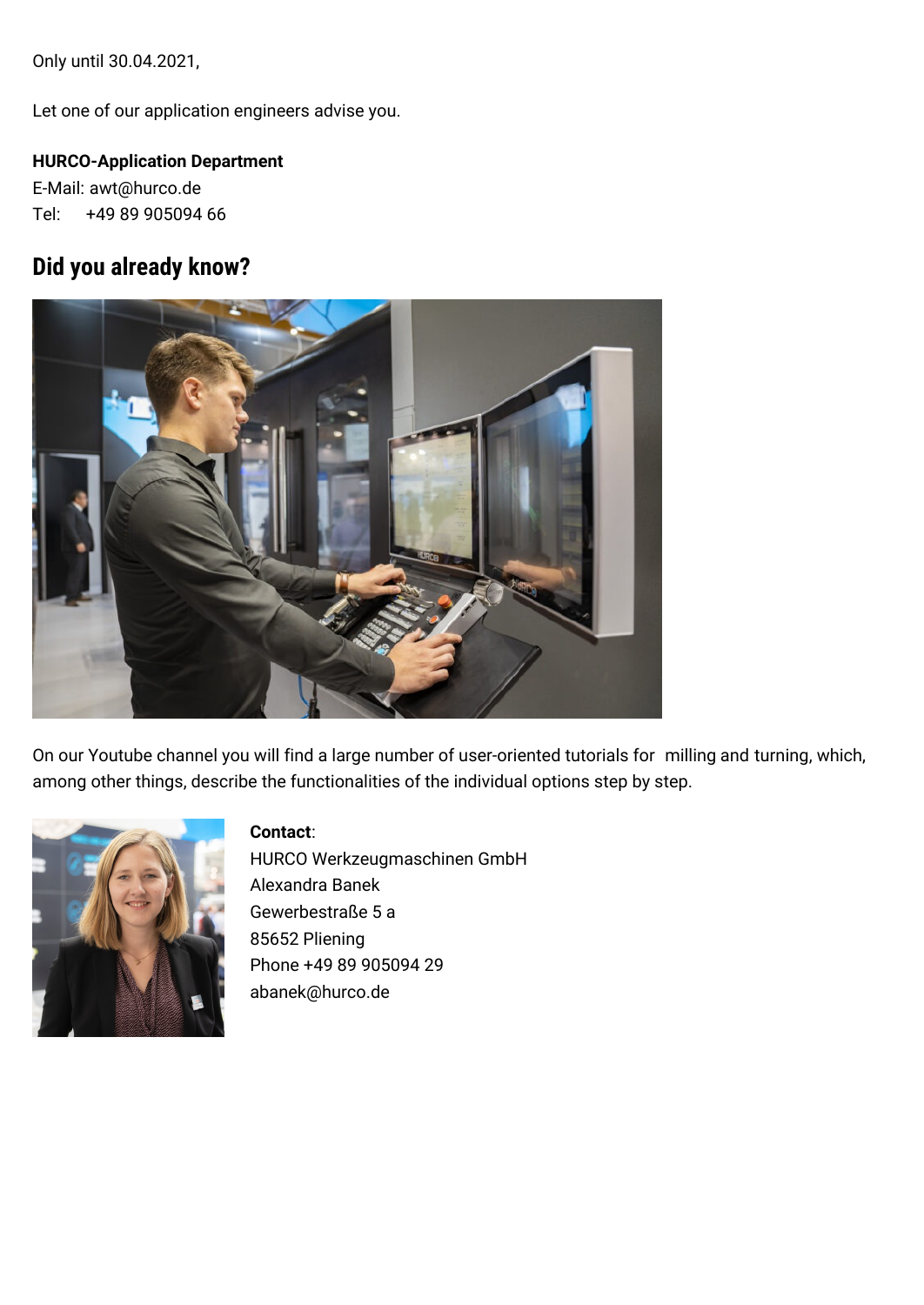Only until 30.04.2021,

Let one of our application engineers advise you.

**HURCO-Application Department**
E-Mail: awt@hurco.de
Tel: +49 89 905094 66

## Did you already know?

On our Youtube channel you will find a large number of user-oriented tutorials for milling and turning, which, among other things, describe the functionalities of the individual options step by step.

**Contact**:
HURCO Werkzeugmaschinen GmbH
Alexandra Banek
Gewerbestraße 5 a
85652 Pliening
Phone +49 89 905094 29
abanek@hurco.de